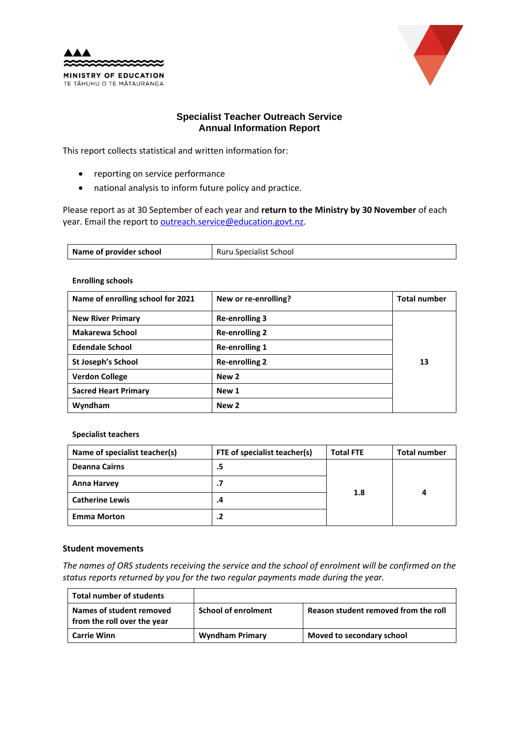MINISTRY OF EDUCATION
TE TĀHUHU O TE MĀTAURANGA

# Specialist Teacher Outreach Service
## Annual Information Report

This report collects statistical and written information for:

- reporting on service performance
- national analysis to inform future policy and practice.

Please report as at 30 September of each year and **return to the Ministry by 30 November** of each year. Email the report to outreach.service@education.govt.nz.

| **Name of provider school** | Ruru Specialist School |
|---|---|

**Enrolling schools**

| Name of enrolling school for 2021 | New or re-enrolling? | Total number |
|---|---|---|
| **New River Primary** | **Re-enrolling 3** | **13** |
| **Makarewa School** | **Re-enrolling 2** | |
| **Edendale School** | **Re-enrolling 1** | |
| **St Joseph's School** | **Re-enrolling 2** | |
| **Verdon College** | **New 2** | |
| **Sacred Heart Primary** | **New 1** | |
| **Wyndham** | **New 2** | |

**Specialist teachers**

| Name of specialist teacher(s) | FTE of specialist teacher(s) | Total FTE | Total number |
|---|---|---|---|
| **Deanna Cairns** | **.5** | **1.8** | **4** |
| **Anna Harvey** | **.7** | | |
| **Catherine Lewis** | **.4** | | |
| **Emma Morton** | **.2** | | |

### Student movements

*The names of ORS students receiving the service and the school of enrolment will be confirmed on the status reports returned by you for the two regular payments made during the year.*

| **Total number of students** | | |
|---|---|---|
| **Names of student removed from the roll over the year** | **School of enrolment** | **Reason student removed from the roll** |
| **Carrie Winn** | **Wyndham Primary** | **Moved to secondary school** |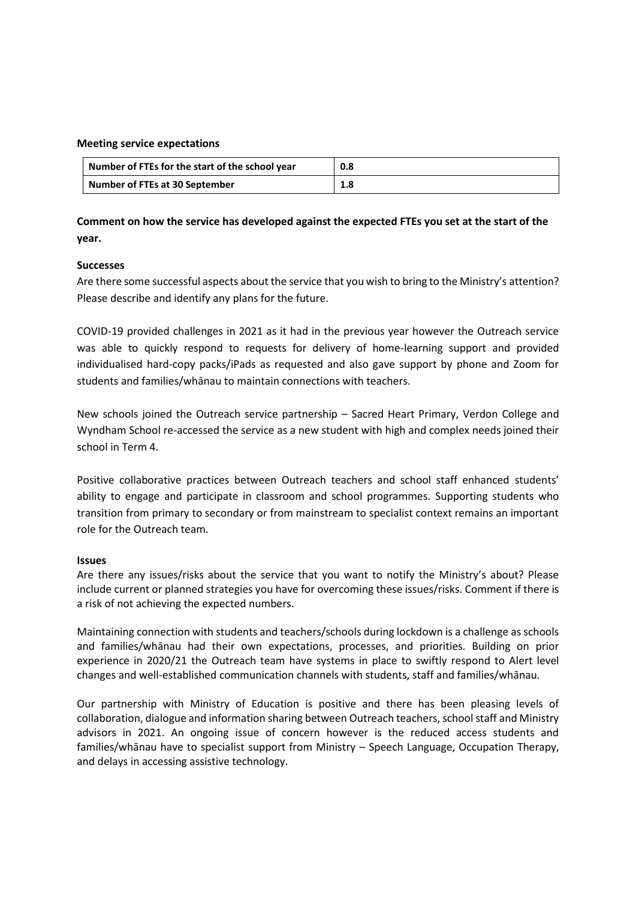**Meeting service expectations**

| Number of FTEs for the start of the school year | 0.8 |
|---|---|
| Number of FTEs at 30 September | 1.8 |

**Comment on how the service has developed against the expected FTEs you set at the start of the year.**

**Successes**

Are there some successful aspects about the service that you wish to bring to the Ministry's attention? Please describe and identify any plans for the future.

COVID-19 provided challenges in 2021 as it had in the previous year however the Outreach service was able to quickly respond to requests for delivery of home-learning support and provided individualised hard-copy packs/iPads as requested and also gave support by phone and Zoom for students and families/whānau to maintain connections with teachers.

New schools joined the Outreach service partnership – Sacred Heart Primary, Verdon College and Wyndham School re-accessed the service as a new student with high and complex needs joined their school in Term 4.

Positive collaborative practices between Outreach teachers and school staff enhanced students' ability to engage and participate in classroom and school programmes. Supporting students who transition from primary to secondary or from mainstream to specialist context remains an important role for the Outreach team.

**Issues**

Are there any issues/risks about the service that you want to notify the Ministry's about? Please include current or planned strategies you have for overcoming these issues/risks. Comment if there is a risk of not achieving the expected numbers.

Maintaining connection with students and teachers/schools during lockdown is a challenge as schools and families/whānau had their own expectations, processes, and priorities. Building on prior experience in 2020/21 the Outreach team have systems in place to swiftly respond to Alert level changes and well-established communication channels with students, staff and families/whānau.

Our partnership with Ministry of Education is positive and there has been pleasing levels of collaboration, dialogue and information sharing between Outreach teachers, school staff and Ministry advisors in 2021. An ongoing issue of concern however is the reduced access students and families/whānau have to specialist support from Ministry – Speech Language, Occupation Therapy, and delays in accessing assistive technology.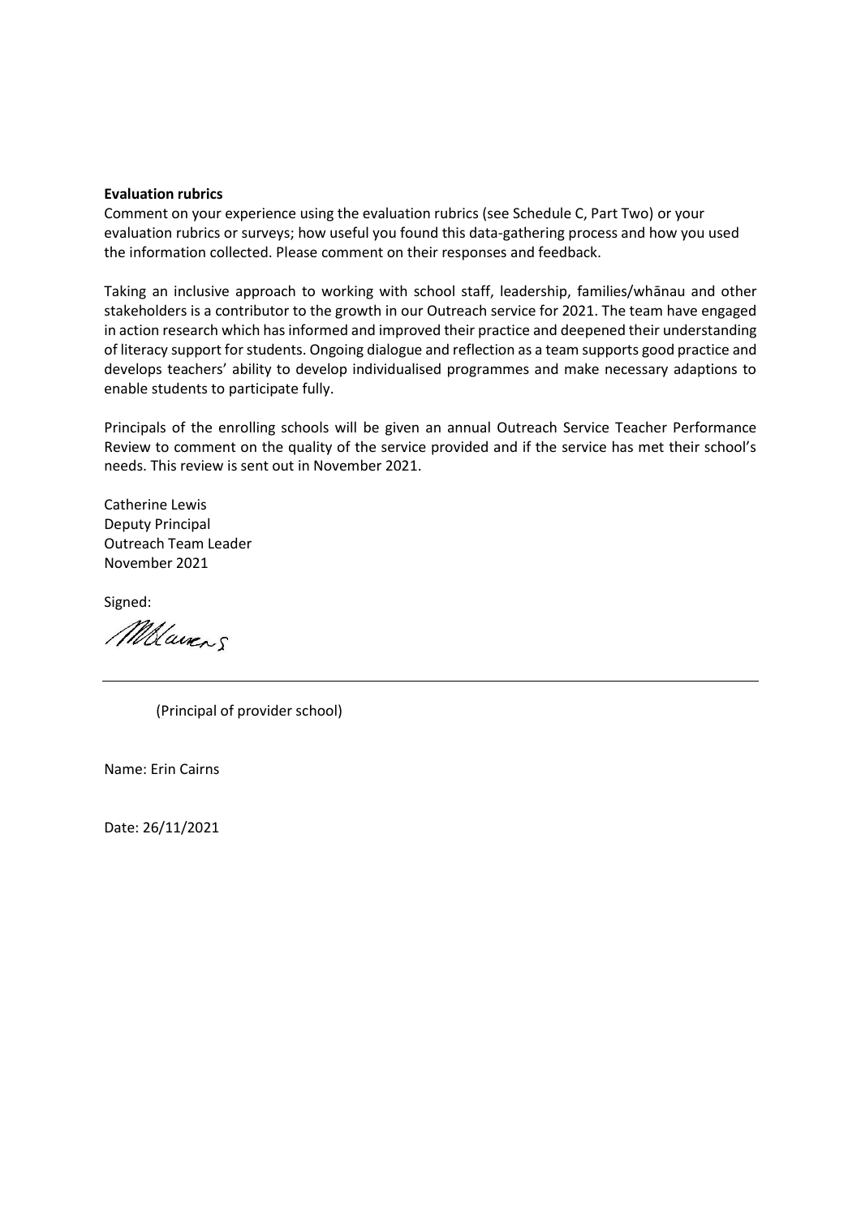**Evaluation rubrics**

Comment on your experience using the evaluation rubrics (see Schedule C, Part Two) or your evaluation rubrics or surveys; how useful you found this data-gathering process and how you used the information collected. Please comment on their responses and feedback.

Taking an inclusive approach to working with school staff, leadership, families/whānau and other stakeholders is a contributor to the growth in our Outreach service for 2021. The team have engaged in action research which has informed and improved their practice and deepened their understanding of literacy support for students. Ongoing dialogue and reflection as a team supports good practice and develops teachers' ability to develop individualised programmes and make necessary adaptions to enable students to participate fully.

Principals of the enrolling schools will be given an annual Outreach Service Teacher Performance Review to comment on the quality of the service provided and if the service has met their school's needs. This review is sent out in November 2021.

Catherine Lewis
Deputy Principal
Outreach Team Leader
November 2021

Signed:

(Principal of provider school)

Name: Erin Cairns

Date: 26/11/2021